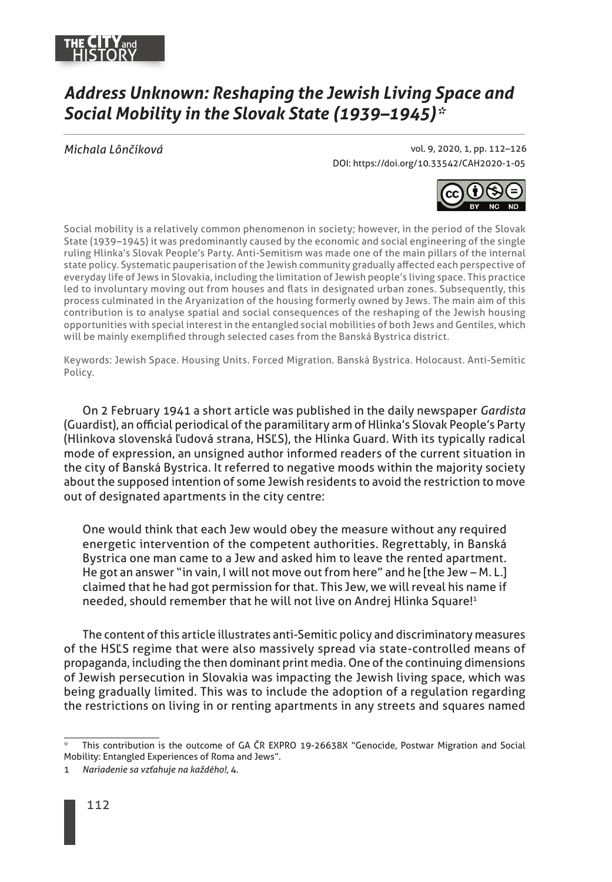# *Address Unknown: Reshaping the Jewish Living Space and Social Mobility in the Slovak State (1939–1945)**

*Michala Lônčíková*

vol. 9, 2020, 1, pp. 112–126
DOI: https://doi.org/10.33542/CAH2020-1-05

Social mobility is a relatively common phenomenon in society; however, in the period of the Slovak State (1939–1945) it was predominantly caused by the economic and social engineering of the single ruling Hlinka's Slovak People's Party. Anti-Semitism was made one of the main pillars of the internal state policy. Systematic pauperisation of the Jewish community gradually affected each perspective of everyday life of Jews in Slovakia, including the limitation of Jewish people's living space. This practice led to involuntary moving out from houses and flats in designated urban zones. Subsequently, this process culminated in the Aryanization of the housing formerly owned by Jews. The main aim of this contribution is to analyse spatial and social consequences of the reshaping of the Jewish housing opportunities with special interest in the entangled social mobilities of both Jews and Gentiles, which will be mainly exemplified through selected cases from the Banská Bystrica district.

Keywords: Jewish Space. Housing Units. Forced Migration. Banská Bystrica. Holocaust. Anti-Semitic Policy.

On 2 February 1941 a short article was published in the daily newspaper *Gardista* (Guardist), an official periodical of the paramilitary arm of Hlinka's Slovak People's Party (Hlinkova slovenská ľudová strana, HSĽS), the Hlinka Guard. With its typically radical mode of expression, an unsigned author informed readers of the current situation in the city of Banská Bystrica. It referred to negative moods within the majority society about the supposed intention of some Jewish residents to avoid the restriction to move out of designated apartments in the city centre:

> One would think that each Jew would obey the measure without any required energetic intervention of the competent authorities. Regrettably, in Banská Bystrica one man came to a Jew and asked him to leave the rented apartment. He got an answer "in vain, I will not move out from here" and he [the Jew – M. L.] claimed that he had got permission for that. This Jew, we will reveal his name if needed, should remember that he will not live on Andrej Hlinka Square![1]

The content of this article illustrates anti-Semitic policy and discriminatory measures of the HSĽS regime that were also massively spread via state-controlled means of propaganda, including the then dominant print media. One of the continuing dimensions of Jewish persecution in Slovakia was impacting the Jewish living space, which was being gradually limited. This was to include the adoption of a regulation regarding the restrictions on living in or renting apartments in any streets and squares named

---

\* This contribution is the outcome of GA ČR EXPRO 19-26638X "Genocide, Postwar Migration and Social Mobility: Entangled Experiences of Roma and Jews".

1 *Nariadenie sa vzťahuje na každého!*, 4.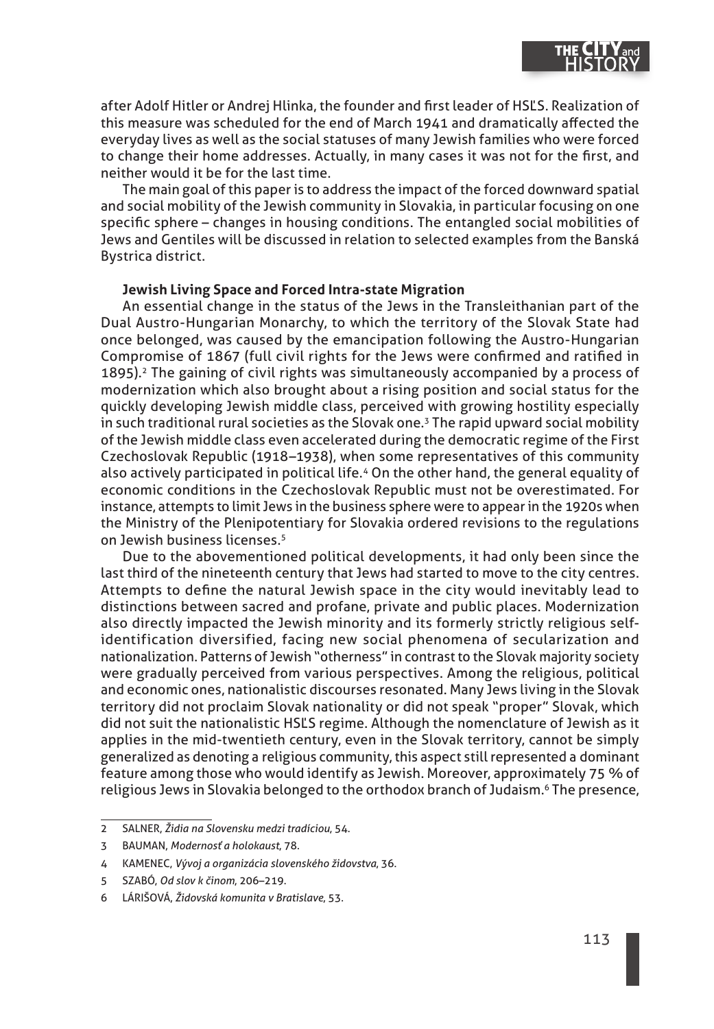after Adolf Hitler or Andrej Hlinka, the founder and first leader of HSĽS. Realization of this measure was scheduled for the end of March 1941 and dramatically affected the everyday lives as well as the social statuses of many Jewish families who were forced to change their home addresses. Actually, in many cases it was not for the first, and neither would it be for the last time.

The main goal of this paper is to address the impact of the forced downward spatial and social mobility of the Jewish community in Slovakia, in particular focusing on one specific sphere – changes in housing conditions. The entangled social mobilities of Jews and Gentiles will be discussed in relation to selected examples from the Banská Bystrica district.

### Jewish Living Space and Forced Intra-state Migration

An essential change in the status of the Jews in the Transleithanian part of the Dual Austro-Hungarian Monarchy, to which the territory of the Slovak State had once belonged, was caused by the emancipation following the Austro-Hungarian Compromise of 1867 (full civil rights for the Jews were confirmed and ratified in 1895).[2] The gaining of civil rights was simultaneously accompanied by a process of modernization which also brought about a rising position and social status for the quickly developing Jewish middle class, perceived with growing hostility especially in such traditional rural societies as the Slovak one.[3] The rapid upward social mobility of the Jewish middle class even accelerated during the democratic regime of the First Czechoslovak Republic (1918–1938), when some representatives of this community also actively participated in political life.[4] On the other hand, the general equality of economic conditions in the Czechoslovak Republic must not be overestimated. For instance, attempts to limit Jews in the business sphere were to appear in the 1920s when the Ministry of the Plenipotentiary for Slovakia ordered revisions to the regulations on Jewish business licenses.[5]

Due to the abovementioned political developments, it had only been since the last third of the nineteenth century that Jews had started to move to the city centres. Attempts to define the natural Jewish space in the city would inevitably lead to distinctions between sacred and profane, private and public places. Modernization also directly impacted the Jewish minority and its formerly strictly religious self-identification diversified, facing new social phenomena of secularization and nationalization. Patterns of Jewish "otherness" in contrast to the Slovak majority society were gradually perceived from various perspectives. Among the religious, political and economic ones, nationalistic discourses resonated. Many Jews living in the Slovak territory did not proclaim Slovak nationality or did not speak "proper" Slovak, which did not suit the nationalistic HSĽS regime. Although the nomenclature of Jewish as it applies in the mid-twentieth century, even in the Slovak territory, cannot be simply generalized as denoting a religious community, this aspect still represented a dominant feature among those who would identify as Jewish. Moreover, approximately 75 % of religious Jews in Slovakia belonged to the orthodox branch of Judaism.[6] The presence,

---

2 SALNER, *Židia na Slovensku medzi tradíciou*, 54.

3 BAUMAN, *Modernosť a holokaust*, 78.

4 KAMENEC, *Vývoj a organizácia slovenského židovstva*, 36.

5 SZABÓ, *Od slov k činom*, 206–219.

6 LÁRIŠOVÁ, *Židovská komunita v Bratislave*, 53.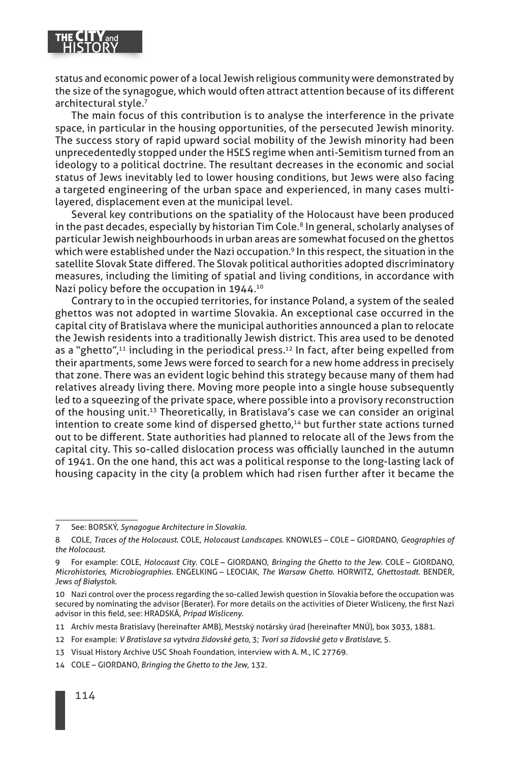status and economic power of a local Jewish religious community were demonstrated by the size of the synagogue, which would often attract attention because of its different architectural style.[7]

The main focus of this contribution is to analyse the interference in the private space, in particular in the housing opportunities, of the persecuted Jewish minority. The success story of rapid upward social mobility of the Jewish minority had been unprecedentedly stopped under the HSĽS regime when anti-Semitism turned from an ideology to a political doctrine. The resultant decreases in the economic and social status of Jews inevitably led to lower housing conditions, but Jews were also facing a targeted engineering of the urban space and experienced, in many cases multi-layered, displacement even at the municipal level.

Several key contributions on the spatiality of the Holocaust have been produced in the past decades, especially by historian Tim Cole.[8] In general, scholarly analyses of particular Jewish neighbourhoods in urban areas are somewhat focused on the ghettos which were established under the Nazi occupation.[9] In this respect, the situation in the satellite Slovak State differed. The Slovak political authorities adopted discriminatory measures, including the limiting of spatial and living conditions, in accordance with Nazi policy before the occupation in 1944.[10]

Contrary to in the occupied territories, for instance Poland, a system of the sealed ghettos was not adopted in wartime Slovakia. An exceptional case occurred in the capital city of Bratislava where the municipal authorities announced a plan to relocate the Jewish residents into a traditionally Jewish district. This area used to be denoted as a "ghetto",[11] including in the periodical press.[12] In fact, after being expelled from their apartments, some Jews were forced to search for a new home address in precisely that zone. There was an evident logic behind this strategy because many of them had relatives already living there. Moving more people into a single house subsequently led to a squeezing of the private space, where possible into a provisory reconstruction of the housing unit.[13] Theoretically, in Bratislava's case we can consider an original intention to create some kind of dispersed ghetto,[14] but further state actions turned out to be different. State authorities had planned to relocate all of the Jews from the capital city. This so-called dislocation process was officially launched in the autumn of 1941. On the one hand, this act was a political response to the long-lasting lack of housing capacity in the city (a problem which had risen further after it became the

---

7 See: BORSKÝ, *Synagogue Architecture in Slovakia*.

8 COLE, *Traces of the Holocaust*. COLE, *Holocaust Landscapes*. KNOWLES – COLE – GIORDANO, *Geographies of the Holocaust*.

9 For example: COLE, *Holocaust City*. COLE – GIORDANO, *Bringing the Ghetto to the Jew*. COLE – GIORDANO, *Microhistories, Microbiographies*. ENGELKING – LEOCIAK, *The Warsaw Ghetto*. HORWITZ, *Ghettostadt*. BENDER, *Jews of Białystok*.

10 Nazi control over the process regarding the so-called Jewish question in Slovakia before the occupation was secured by nominating the advisor (Berater). For more details on the activities of Dieter Wisliceny, the first Nazi advisor in this field, see: HRADSKÁ, *Prípad Wisliceny*.

11 Archív mesta Bratislavy (hereinafter AMB), Mestský notársky úrad (hereinafter MNÚ), box 3033, 1881.

12 For example: *V Bratislave sa vytvára židovské geto*, 3; *Tvorí sa židovské geto v Bratislave*, 5.

13 Visual History Archive USC Shoah Foundation, interview with A. M., IC 27769.

14 COLE – GIORDANO, *Bringing the Ghetto to the Jew*, 132.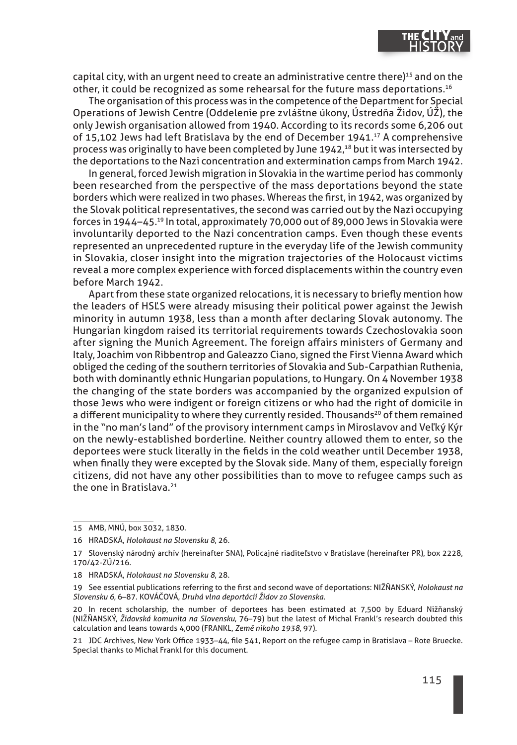capital city, with an urgent need to create an administrative centre there)[15] and on the other, it could be recognized as some rehearsal for the future mass deportations.[16]

The organisation of this process was in the competence of the Department for Special Operations of Jewish Centre (Oddelenie pre zvláštne úkony, Ústredňa Židov, ÚŽ), the only Jewish organisation allowed from 1940. According to its records some 6,206 out of 15,102 Jews had left Bratislava by the end of December 1941.[17] A comprehensive process was originally to have been completed by June 1942,[18] but it was intersected by the deportations to the Nazi concentration and extermination camps from March 1942.

In general, forced Jewish migration in Slovakia in the wartime period has commonly been researched from the perspective of the mass deportations beyond the state borders which were realized in two phases. Whereas the first, in 1942, was organized by the Slovak political representatives, the second was carried out by the Nazi occupying forces in 1944–45.[19] In total, approximately 70,000 out of 89,000 Jews in Slovakia were involuntarily deported to the Nazi concentration camps. Even though these events represented an unprecedented rupture in the everyday life of the Jewish community in Slovakia, closer insight into the migration trajectories of the Holocaust victims reveal a more complex experience with forced displacements within the country even before March 1942.

Apart from these state organized relocations, it is necessary to briefly mention how the leaders of HSĽS were already misusing their political power against the Jewish minority in autumn 1938, less than a month after declaring Slovak autonomy. The Hungarian kingdom raised its territorial requirements towards Czechoslovakia soon after signing the Munich Agreement. The foreign affairs ministers of Germany and Italy, Joachim von Ribbentrop and Galeazzo Ciano, signed the First Vienna Award which obliged the ceding of the southern territories of Slovakia and Sub-Carpathian Ruthenia, both with dominantly ethnic Hungarian populations, to Hungary. On 4 November 1938 the changing of the state borders was accompanied by the organized expulsion of those Jews who were indigent or foreign citizens or who had the right of domicile in a different municipality to where they currently resided. Thousands[20] of them remained in the "no man's land" of the provisory internment camps in Miroslavov and Veľký Kýr on the newly-established borderline. Neither country allowed them to enter, so the deportees were stuck literally in the fields in the cold weather until December 1938, when finally they were excepted by the Slovak side. Many of them, especially foreign citizens, did not have any other possibilities than to move to refugee camps such as the one in Bratislava.[21]

---

15 AMB, MNÚ, box 3032, 1830.

16 HRADSKÁ, *Holokaust na Slovensku 8*, 26.

17 Slovenský národný archív (hereinafter SNA), Policajné riaditeľstvo v Bratislave (hereinafter PR), box 2228, 170/42-ZÚ/216.

18 HRADSKÁ, *Holokaust na Slovensku 8*, 28.

19 See essential publications referring to the first and second wave of deportations: NIŽŇANSKÝ, *Holokaust na Slovensku 6*, 6–87. KOVÁČOVÁ, *Druhá vlna deportácií Židov zo Slovenska.*

20 In recent scholarship, the number of deportees has been estimated at 7,500 by Eduard Nižňanský (NIŽŇANSKÝ, *Židovská komunita na Slovensku*, 76–79) but the latest of Michal Frankl's research doubted this calculation and leans towards 4,000 (FRANKL, *Země nikoho 1938*, 97).

21 JDC Archives, New York Office 1933–44, file 541, Report on the refugee camp in Bratislava – Rote Bruecke. Special thanks to Michal Frankl for this document.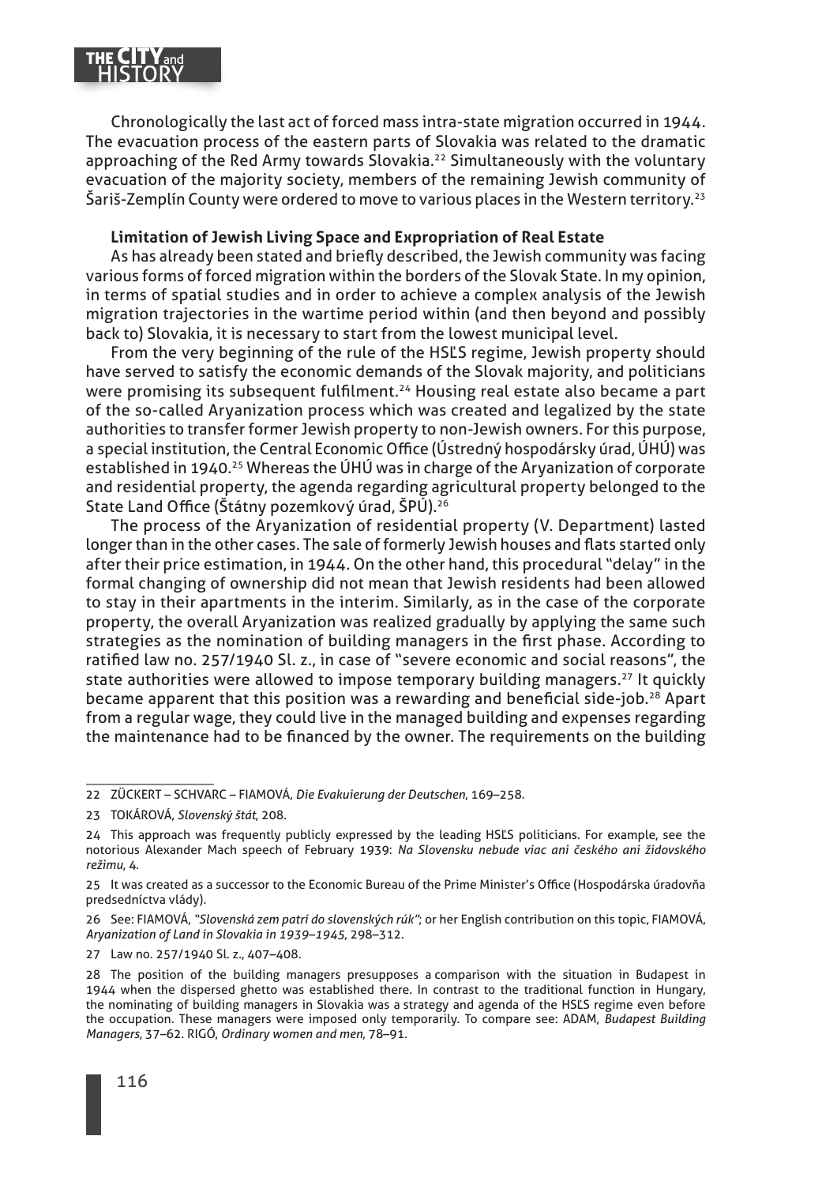Chronologically the last act of forced mass intra-state migration occurred in 1944. The evacuation process of the eastern parts of Slovakia was related to the dramatic approaching of the Red Army towards Slovakia.[22] Simultaneously with the voluntary evacuation of the majority society, members of the remaining Jewish community of Šariš-Zemplín County were ordered to move to various places in the Western territory.[23]

### Limitation of Jewish Living Space and Expropriation of Real Estate

As has already been stated and briefly described, the Jewish community was facing various forms of forced migration within the borders of the Slovak State. In my opinion, in terms of spatial studies and in order to achieve a complex analysis of the Jewish migration trajectories in the wartime period within (and then beyond and possibly back to) Slovakia, it is necessary to start from the lowest municipal level.

From the very beginning of the rule of the HSĽS regime, Jewish property should have served to satisfy the economic demands of the Slovak majority, and politicians were promising its subsequent fulfilment.[24] Housing real estate also became a part of the so-called Aryanization process which was created and legalized by the state authorities to transfer former Jewish property to non-Jewish owners. For this purpose, a special institution, the Central Economic Office (Ústredný hospodársky úrad, ÚHÚ) was established in 1940.[25] Whereas the ÚHÚ was in charge of the Aryanization of corporate and residential property, the agenda regarding agricultural property belonged to the State Land Office (Štátny pozemkový úrad, ŠPÚ).[26]

The process of the Aryanization of residential property (V. Department) lasted longer than in the other cases. The sale of formerly Jewish houses and flats started only after their price estimation, in 1944. On the other hand, this procedural "delay" in the formal changing of ownership did not mean that Jewish residents had been allowed to stay in their apartments in the interim. Similarly, as in the case of the corporate property, the overall Aryanization was realized gradually by applying the same such strategies as the nomination of building managers in the first phase. According to ratified law no. 257/1940 Sl. z., in case of "severe economic and social reasons", the state authorities were allowed to impose temporary building managers.[27] It quickly became apparent that this position was a rewarding and beneficial side-job.[28] Apart from a regular wage, they could live in the managed building and expenses regarding the maintenance had to be financed by the owner. The requirements on the building

---

22 ZÜCKERT – SCHVARC – FIAMOVÁ, *Die Evakuierung der Deutschen*, 169–258.

23 TOKÁROVÁ, *Slovenský štát*, 208.

24 This approach was frequently publicly expressed by the leading HSĽS politicians. For example, see the notorious Alexander Mach speech of February 1939: *Na Slovensku nebude viac ani českého ani židovského režimu*, 4.

25 It was created as a successor to the Economic Bureau of the Prime Minister's Office (Hospodárska úradovňa predsedníctva vlády).

26 See: FIAMOVÁ, *"Slovenská zem patrí do slovenských rúk"*; or her English contribution on this topic, FIAMOVÁ, *Aryanization of Land in Slovakia in 1939–1945*, 298–312.

27 Law no. 257/1940 Sl. z., 407–408.

28 The position of the building managers presupposes a comparison with the situation in Budapest in 1944 when the dispersed ghetto was established there. In contrast to the traditional function in Hungary, the nominating of building managers in Slovakia was a strategy and agenda of the HSĽS regime even before the occupation. These managers were imposed only temporarily. To compare see: ADAM, *Budapest Building Managers*, 37–62. RIGÓ, *Ordinary women and men*, 78–91.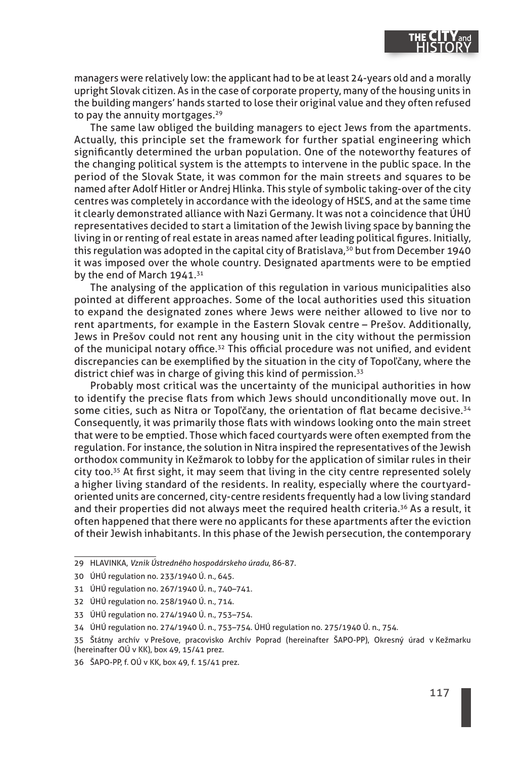managers were relatively low: the applicant had to be at least 24-years old and a morally upright Slovak citizen. As in the case of corporate property, many of the housing units in the building mangers' hands started to lose their original value and they often refused to pay the annuity mortgages.[29]

The same law obliged the building managers to eject Jews from the apartments. Actually, this principle set the framework for further spatial engineering which significantly determined the urban population. One of the noteworthy features of the changing political system is the attempts to intervene in the public space. In the period of the Slovak State, it was common for the main streets and squares to be named after Adolf Hitler or Andrej Hlinka. This style of symbolic taking-over of the city centres was completely in accordance with the ideology of HSĽS, and at the same time it clearly demonstrated alliance with Nazi Germany. It was not a coincidence that ÚHÚ representatives decided to start a limitation of the Jewish living space by banning the living in or renting of real estate in areas named after leading political figures. Initially, this regulation was adopted in the capital city of Bratislava,[30] but from December 1940 it was imposed over the whole country. Designated apartments were to be emptied by the end of March 1941.[31]

The analysing of the application of this regulation in various municipalities also pointed at different approaches. Some of the local authorities used this situation to expand the designated zones where Jews were neither allowed to live nor to rent apartments, for example in the Eastern Slovak centre – Prešov. Additionally, Jews in Prešov could not rent any housing unit in the city without the permission of the municipal notary office.[32] This official procedure was not unified, and evident discrepancies can be exemplified by the situation in the city of Topoľčany, where the district chief was in charge of giving this kind of permission.[33]

Probably most critical was the uncertainty of the municipal authorities in how to identify the precise flats from which Jews should unconditionally move out. In some cities, such as Nitra or Topoľčany, the orientation of flat became decisive.[34] Consequently, it was primarily those flats with windows looking onto the main street that were to be emptied. Those which faced courtyards were often exempted from the regulation. For instance, the solution in Nitra inspired the representatives of the Jewish orthodox community in Kežmarok to lobby for the application of similar rules in their city too.[35] At first sight, it may seem that living in the city centre represented solely a higher living standard of the residents. In reality, especially where the courtyard-oriented units are concerned, city-centre residents frequently had a low living standard and their properties did not always meet the required health criteria.[36] As a result, it often happened that there were no applicants for these apartments after the eviction of their Jewish inhabitants. In this phase of the Jewish persecution, the contemporary

---

29 HLAVINKA, *Vznik Ústredného hospodárskeho úradu*, 86-87.

30 ÚHÚ regulation no. 233/1940 Ú. n., 645.

31 ÚHÚ regulation no. 267/1940 Ú. n., 740–741.

32 ÚHÚ regulation no. 258/1940 Ú. n., 714.

33 ÚHÚ regulation no. 274/1940 Ú. n., 753–754.

34 ÚHÚ regulation no. 274/1940 Ú. n., 753–754. ÚHÚ regulation no. 275/1940 Ú. n., 754.

35 Štátny archív v Prešove, pracovisko Archív Poprad (hereinafter ŠAPO-PP), Okresný úrad v Kežmarku (hereinafter OÚ v KK), box 49, 15/41 prez.

36 ŠAPO-PP, f. OÚ v KK, box 49, f. 15/41 prez.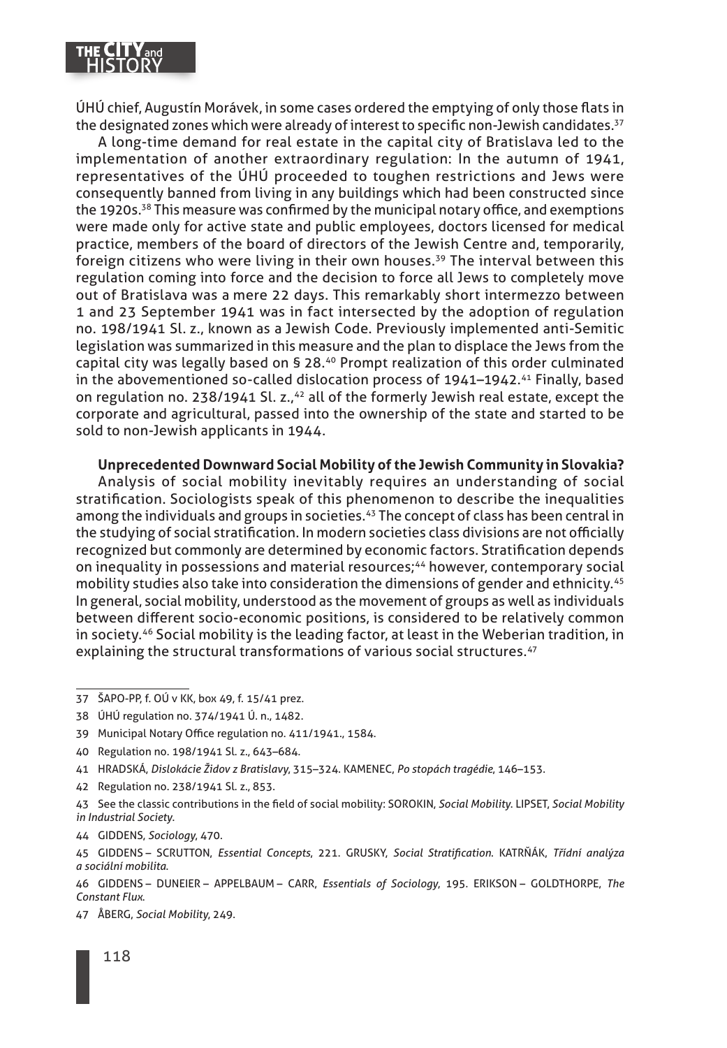ÚHÚ chief, Augustín Morávek, in some cases ordered the emptying of only those flats in the designated zones which were already of interest to specific non-Jewish candidates.[37]

A long-time demand for real estate in the capital city of Bratislava led to the implementation of another extraordinary regulation: In the autumn of 1941, representatives of the ÚHÚ proceeded to toughen restrictions and Jews were consequently banned from living in any buildings which had been constructed since the 1920s.[38] This measure was confirmed by the municipal notary office, and exemptions were made only for active state and public employees, doctors licensed for medical practice, members of the board of directors of the Jewish Centre and, temporarily, foreign citizens who were living in their own houses.[39] The interval between this regulation coming into force and the decision to force all Jews to completely move out of Bratislava was a mere 22 days. This remarkably short intermezzo between 1 and 23 September 1941 was in fact intersected by the adoption of regulation no. 198/1941 Sl. z., known as a Jewish Code. Previously implemented anti-Semitic legislation was summarized in this measure and the plan to displace the Jews from the capital city was legally based on § 28.[40] Prompt realization of this order culminated in the abovementioned so-called dislocation process of 1941–1942.[41] Finally, based on regulation no. 238/1941 Sl. z.,[42] all of the formerly Jewish real estate, except the corporate and agricultural, passed into the ownership of the state and started to be sold to non-Jewish applicants in 1944.

**Unprecedented Downward Social Mobility of the Jewish Community in Slovakia?**

Analysis of social mobility inevitably requires an understanding of social stratification. Sociologists speak of this phenomenon to describe the inequalities among the individuals and groups in societies.[43] The concept of class has been central in the studying of social stratification. In modern societies class divisions are not officially recognized but commonly are determined by economic factors. Stratification depends on inequality in possessions and material resources;[44] however, contemporary social mobility studies also take into consideration the dimensions of gender and ethnicity.[45] In general, social mobility, understood as the movement of groups as well as individuals between different socio-economic positions, is considered to be relatively common in society.[46] Social mobility is the leading factor, at least in the Weberian tradition, in explaining the structural transformations of various social structures.[47]

---

37 ŠAPO-PP, f. OÚ v KK, box 49, f. 15/41 prez.

38 ÚHÚ regulation no. 374/1941 Ú. n., 1482.

39 Municipal Notary Office regulation no. 411/1941., 1584.

40 Regulation no. 198/1941 Sl. z., 643–684.

41 HRADSKÁ, *Dislokácie Židov z Bratislavy*, 315–324. KAMENEC, *Po stopách tragédie*, 146–153.

42 Regulation no. 238/1941 Sl. z., 853.

43 See the classic contributions in the field of social mobility: SOROKIN, *Social Mobility*. LIPSET, *Social Mobility in Industrial Society*.

44 GIDDENS, *Sociology*, 470.

45 GIDDENS – SCRUTTON, *Essential Concepts*, 221. GRUSKY, *Social Stratification*. KATRŇÁK, *Třídní analýza a sociální mobilita*.

46 GIDDENS – DUNEIER – APPELBAUM – CARR, *Essentials of Sociology*, 195. ERIKSON – GOLDTHORPE, *The Constant Flux*.

47 ÅBERG, *Social Mobility*, 249.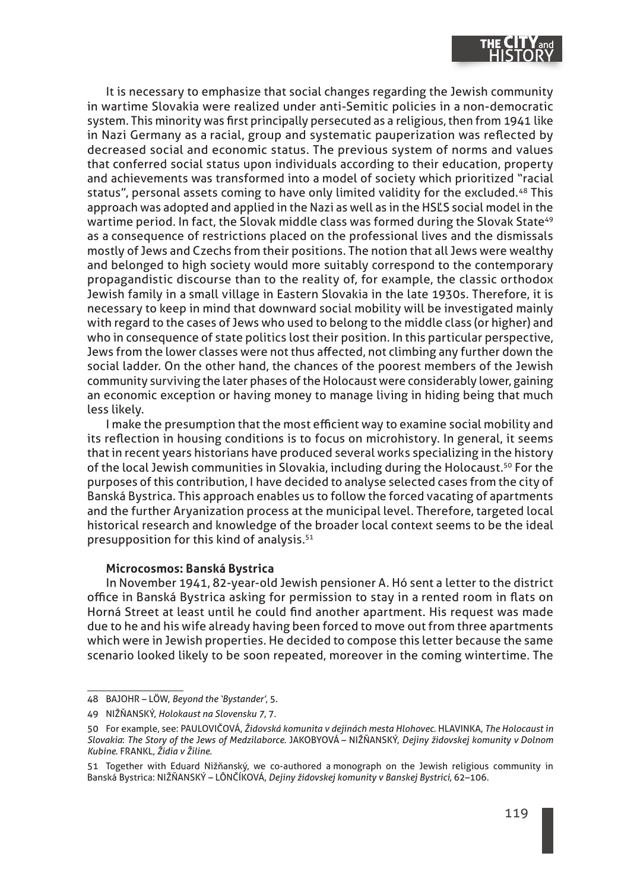It is necessary to emphasize that social changes regarding the Jewish community in wartime Slovakia were realized under anti-Semitic policies in a non-democratic system. This minority was first principally persecuted as a religious, then from 1941 like in Nazi Germany as a racial, group and systematic pauperization was reflected by decreased social and economic status. The previous system of norms and values that conferred social status upon individuals according to their education, property and achievements was transformed into a model of society which prioritized "racial status", personal assets coming to have only limited validity for the excluded.[48] This approach was adopted and applied in the Nazi as well as in the HSĽS social model in the wartime period. In fact, the Slovak middle class was formed during the Slovak State[49] as a consequence of restrictions placed on the professional lives and the dismissals mostly of Jews and Czechs from their positions. The notion that all Jews were wealthy and belonged to high society would more suitably correspond to the contemporary propagandistic discourse than to the reality of, for example, the classic orthodox Jewish family in a small village in Eastern Slovakia in the late 1930s. Therefore, it is necessary to keep in mind that downward social mobility will be investigated mainly with regard to the cases of Jews who used to belong to the middle class (or higher) and who in consequence of state politics lost their position. In this particular perspective, Jews from the lower classes were not thus affected, not climbing any further down the social ladder. On the other hand, the chances of the poorest members of the Jewish community surviving the later phases of the Holocaust were considerably lower, gaining an economic exception or having money to manage living in hiding being that much less likely.

I make the presumption that the most efficient way to examine social mobility and its reflection in housing conditions is to focus on microhistory. In general, it seems that in recent years historians have produced several works specializing in the history of the local Jewish communities in Slovakia, including during the Holocaust.[50] For the purposes of this contribution, I have decided to analyse selected cases from the city of Banská Bystrica. This approach enables us to follow the forced vacating of apartments and the further Aryanization process at the municipal level. Therefore, targeted local historical research and knowledge of the broader local context seems to be the ideal presupposition for this kind of analysis.[51]

### Microcosmos: Banská Bystrica

In November 1941, 82-year-old Jewish pensioner A. Hó sent a letter to the district office in Banská Bystrica asking for permission to stay in a rented room in flats on Horná Street at least until he could find another apartment. His request was made due to he and his wife already having been forced to move out from three apartments which were in Jewish properties. He decided to compose this letter because the same scenario looked likely to be soon repeated, moreover in the coming wintertime. The

---

48 BAJOHR – LÖW, *Beyond the 'Bystander'*, 5.

49 NIŽŇANSKÝ, *Holokaust na Slovensku 7*, 7.

50 For example, see: PAULOVIČOVÁ, *Židovská komunita v dejinách mesta Hlohovec*. HLAVINKA, *The Holocaust in Slovakia*: *The Story of the Jews of Medzilaborce*. JAKOBYOVÁ – NIŽŇANSKÝ, *Dejiny židovskej komunity v Dolnom Kubíne*. FRANKL, *Židia v Žiline*.

51 Together with Eduard Nižňanský, we co-authored a monograph on the Jewish religious community in Banská Bystrica: NIŽŇANSKÝ – LÔNČÍKOVÁ, *Dejiny židovskej komunity v Banskej Bystrici*, 62–106.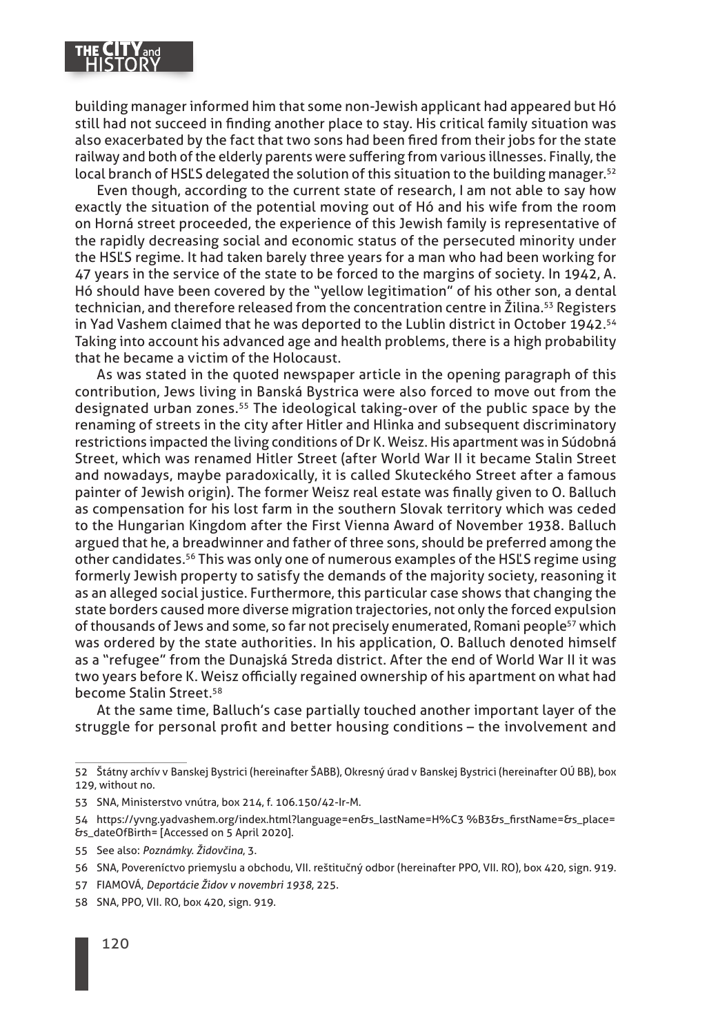building manager informed him that some non-Jewish applicant had appeared but Hó still had not succeed in finding another place to stay. His critical family situation was also exacerbated by the fact that two sons had been fired from their jobs for the state railway and both of the elderly parents were suffering from various illnesses. Finally, the local branch of HSĽS delegated the solution of this situation to the building manager.[52]

Even though, according to the current state of research, I am not able to say how exactly the situation of the potential moving out of Hó and his wife from the room on Horná street proceeded, the experience of this Jewish family is representative of the rapidly decreasing social and economic status of the persecuted minority under the HSĽS regime. It had taken barely three years for a man who had been working for 47 years in the service of the state to be forced to the margins of society. In 1942, A. Hó should have been covered by the "yellow legitimation" of his other son, a dental technician, and therefore released from the concentration centre in Žilina.[53] Registers in Yad Vashem claimed that he was deported to the Lublin district in October 1942.[54] Taking into account his advanced age and health problems, there is a high probability that he became a victim of the Holocaust.

As was stated in the quoted newspaper article in the opening paragraph of this contribution, Jews living in Banská Bystrica were also forced to move out from the designated urban zones.[55] The ideological taking-over of the public space by the renaming of streets in the city after Hitler and Hlinka and subsequent discriminatory restrictions impacted the living conditions of Dr K. Weisz. His apartment was in Súdobná Street, which was renamed Hitler Street (after World War II it became Stalin Street and nowadays, maybe paradoxically, it is called Skuteckého Street after a famous painter of Jewish origin). The former Weisz real estate was finally given to O. Balluch as compensation for his lost farm in the southern Slovak territory which was ceded to the Hungarian Kingdom after the First Vienna Award of November 1938. Balluch argued that he, a breadwinner and father of three sons, should be preferred among the other candidates.[56] This was only one of numerous examples of the HSĽS regime using formerly Jewish property to satisfy the demands of the majority society, reasoning it as an alleged social justice. Furthermore, this particular case shows that changing the state borders caused more diverse migration trajectories, not only the forced expulsion of thousands of Jews and some, so far not precisely enumerated, Romani people[57] which was ordered by the state authorities. In his application, O. Balluch denoted himself as a "refugee" from the Dunajská Streda district. After the end of World War II it was two years before K. Weisz officially regained ownership of his apartment on what had become Stalin Street.[58]

At the same time, Balluch's case partially touched another important layer of the struggle for personal profit and better housing conditions – the involvement and

---

52 Štátny archív v Banskej Bystrici (hereinafter ŠABB), Okresný úrad v Banskej Bystrici (hereinafter OÚ BB), box 129, without no.

53 SNA, Ministerstvo vnútra, box 214, f. 106.150/42-Ir-M.

54 https://yvng.yadvashem.org/index.html?language=en&s_lastName=H%C3 %B3&s_firstName=&s_place=&s_dateOfBirth= [Accessed on 5 April 2020].

55 See also: *Poznámky. Židovčina*, 3.

56 SNA, Povereníctvo priemyslu a obchodu, VII. reštitučný odbor (hereinafter PPO, VII. RO), box 420, sign. 919.

57 FIAMOVÁ, *Deportácie Židov v novembri 1938*, 225.

58 SNA, PPO, VII. RO, box 420, sign. 919.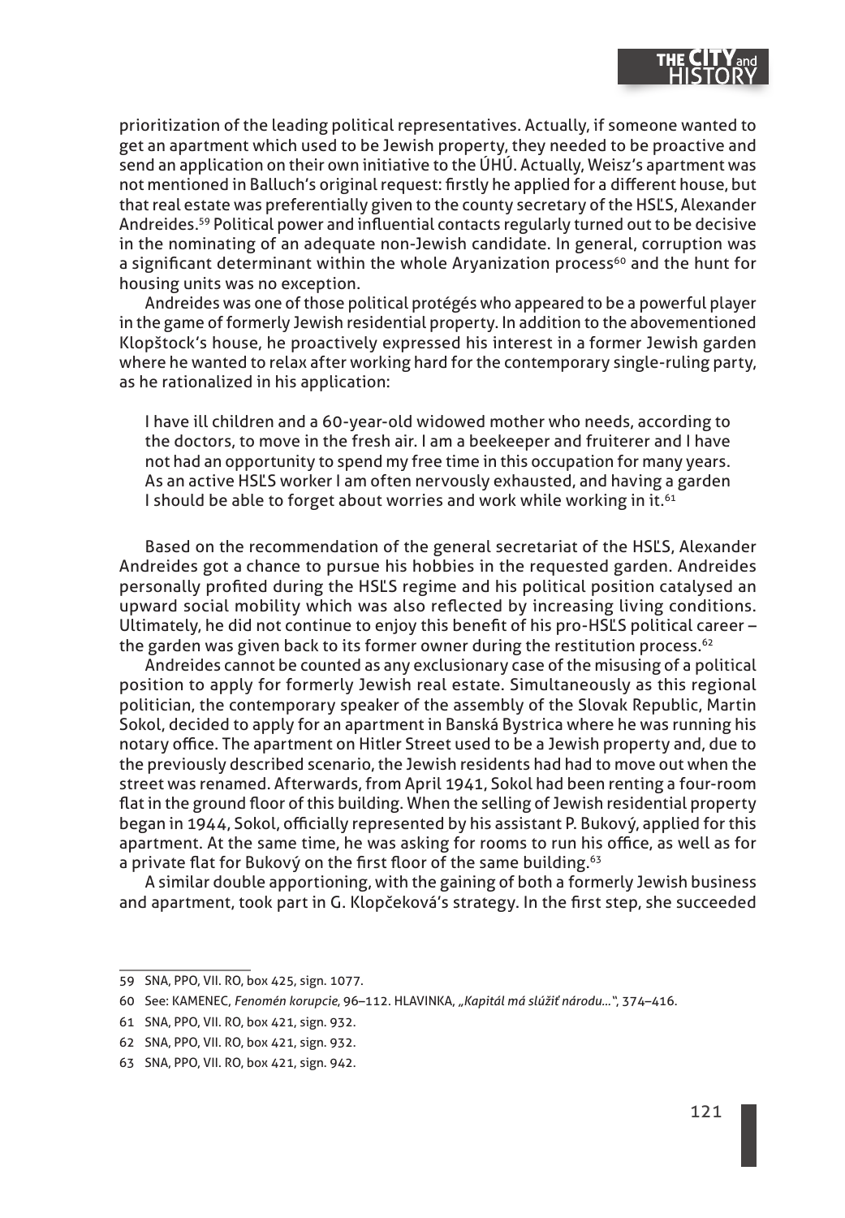prioritization of the leading political representatives. Actually, if someone wanted to get an apartment which used to be Jewish property, they needed to be proactive and send an application on their own initiative to the ÚHÚ. Actually, Weisz's apartment was not mentioned in Balluch's original request: firstly he applied for a different house, but that real estate was preferentially given to the county secretary of the HSĽS, Alexander Andreides.[59] Political power and influential contacts regularly turned out to be decisive in the nominating of an adequate non-Jewish candidate. In general, corruption was a significant determinant within the whole Aryanization process[60] and the hunt for housing units was no exception.

Andreides was one of those political protégés who appeared to be a powerful player in the game of formerly Jewish residential property. In addition to the abovementioned Klopštock's house, he proactively expressed his interest in a former Jewish garden where he wanted to relax after working hard for the contemporary single-ruling party, as he rationalized in his application:

> I have ill children and a 60-year-old widowed mother who needs, according to the doctors, to move in the fresh air. I am a beekeeper and fruiterer and I have not had an opportunity to spend my free time in this occupation for many years. As an active HSĽS worker I am often nervously exhausted, and having a garden I should be able to forget about worries and work while working in it.[61]

Based on the recommendation of the general secretariat of the HSĽS, Alexander Andreides got a chance to pursue his hobbies in the requested garden. Andreides personally profited during the HSĽS regime and his political position catalysed an upward social mobility which was also reflected by increasing living conditions. Ultimately, he did not continue to enjoy this benefit of his pro-HSĽS political career – the garden was given back to its former owner during the restitution process.[62]

Andreides cannot be counted as any exclusionary case of the misusing of a political position to apply for formerly Jewish real estate. Simultaneously as this regional politician, the contemporary speaker of the assembly of the Slovak Republic, Martin Sokol, decided to apply for an apartment in Banská Bystrica where he was running his notary office. The apartment on Hitler Street used to be a Jewish property and, due to the previously described scenario, the Jewish residents had had to move out when the street was renamed. Afterwards, from April 1941, Sokol had been renting a four-room flat in the ground floor of this building. When the selling of Jewish residential property began in 1944, Sokol, officially represented by his assistant P. Bukový, applied for this apartment. At the same time, he was asking for rooms to run his office, as well as for a private flat for Bukový on the first floor of the same building.[63]

A similar double apportioning, with the gaining of both a formerly Jewish business and apartment, took part in G. Klopčeková's strategy. In the first step, she succeeded

---

59 SNA, PPO, VII. RO, box 425, sign. 1077.

60 See: KAMENEC, *Fenomén korupcie*, 96–112. HLAVINKA, *„Kapitál má slúžiť národu...“*, 374–416.

61 SNA, PPO, VII. RO, box 421, sign. 932.

62 SNA, PPO, VII. RO, box 421, sign. 932.

63 SNA, PPO, VII. RO, box 421, sign. 942.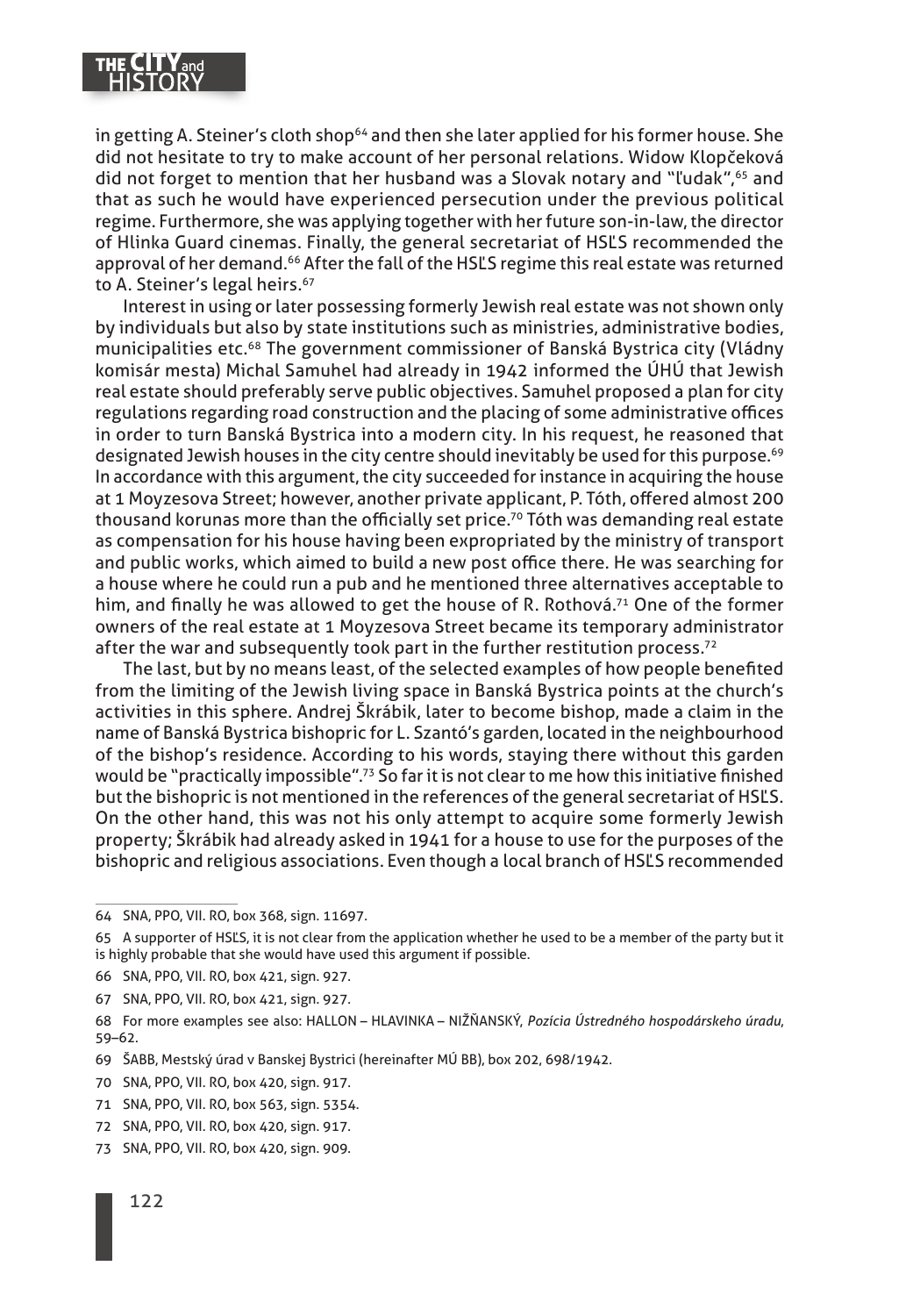in getting A. Steiner's cloth shop[64] and then she later applied for his former house. She did not hesitate to try to make account of her personal relations. Widow Klopčeková did not forget to mention that her husband was a Slovak notary and "ľudak",[65] and that as such he would have experienced persecution under the previous political regime. Furthermore, she was applying together with her future son-in-law, the director of Hlinka Guard cinemas. Finally, the general secretariat of HSĽS recommended the approval of her demand.[66] After the fall of the HSĽS regime this real estate was returned to A. Steiner's legal heirs.[67]

Interest in using or later possessing formerly Jewish real estate was not shown only by individuals but also by state institutions such as ministries, administrative bodies, municipalities etc.[68] The government commissioner of Banská Bystrica city (Vládny komisár mesta) Michal Samuhel had already in 1942 informed the ÚHÚ that Jewish real estate should preferably serve public objectives. Samuhel proposed a plan for city regulations regarding road construction and the placing of some administrative offices in order to turn Banská Bystrica into a modern city. In his request, he reasoned that designated Jewish houses in the city centre should inevitably be used for this purpose.[69] In accordance with this argument, the city succeeded for instance in acquiring the house at 1 Moyzesova Street; however, another private applicant, P. Tóth, offered almost 200 thousand korunas more than the officially set price.[70] Tóth was demanding real estate as compensation for his house having been expropriated by the ministry of transport and public works, which aimed to build a new post office there. He was searching for a house where he could run a pub and he mentioned three alternatives acceptable to him, and finally he was allowed to get the house of R. Rothová.[71] One of the former owners of the real estate at 1 Moyzesova Street became its temporary administrator after the war and subsequently took part in the further restitution process.[72]

The last, but by no means least, of the selected examples of how people benefited from the limiting of the Jewish living space in Banská Bystrica points at the church's activities in this sphere. Andrej Škrábik, later to become bishop, made a claim in the name of Banská Bystrica bishopric for L. Szantó's garden, located in the neighbourhood of the bishop's residence. According to his words, staying there without this garden would be "practically impossible".[73] So far it is not clear to me how this initiative finished but the bishopric is not mentioned in the references of the general secretariat of HSĽS. On the other hand, this was not his only attempt to acquire some formerly Jewish property; Škrábik had already asked in 1941 for a house to use for the purposes of the bishopric and religious associations. Even though a local branch of HSĽS recommended

---

64 SNA, PPO, VII. RO, box 368, sign. 11697.

65 A supporter of HSĽS, it is not clear from the application whether he used to be a member of the party but it is highly probable that she would have used this argument if possible.

66 SNA, PPO, VII. RO, box 421, sign. 927.

67 SNA, PPO, VII. RO, box 421, sign. 927.

68 For more examples see also: HALLON – HLAVINKA – NIŽŇANSKÝ, *Pozícia Ústredného hospodárskeho úradu*, 59–62.

69 ŠABB, Mestský úrad v Banskej Bystrici (hereinafter MÚ BB), box 202, 698/1942.

70 SNA, PPO, VII. RO, box 420, sign. 917.

71 SNA, PPO, VII. RO, box 563, sign. 5354.

72 SNA, PPO, VII. RO, box 420, sign. 917.

73 SNA, PPO, VII. RO, box 420, sign. 909.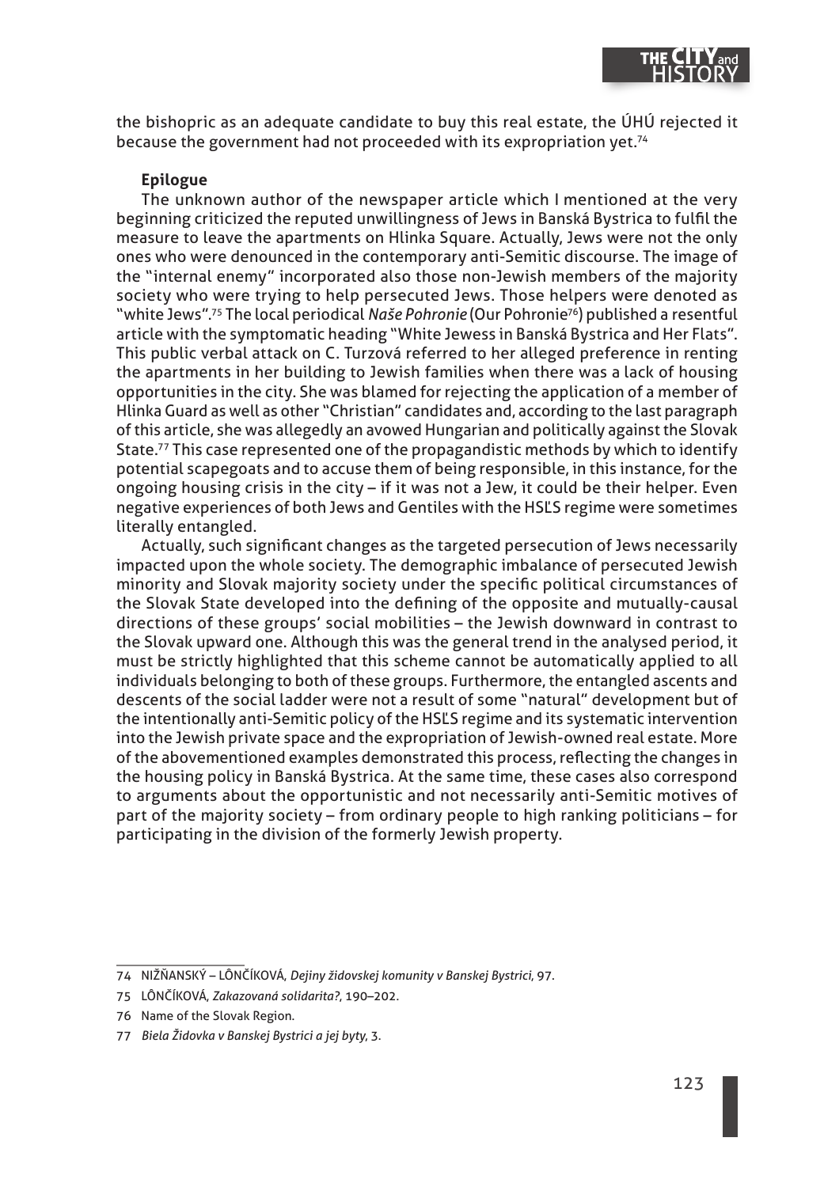the bishopric as an adequate candidate to buy this real estate, the ÚHÚ rejected it because the government had not proceeded with its expropriation yet.[74]

**Epilogue**

The unknown author of the newspaper article which I mentioned at the very beginning criticized the reputed unwillingness of Jews in Banská Bystrica to fulfil the measure to leave the apartments on Hlinka Square. Actually, Jews were not the only ones who were denounced in the contemporary anti-Semitic discourse. The image of the "internal enemy" incorporated also those non-Jewish members of the majority society who were trying to help persecuted Jews. Those helpers were denoted as "white Jews".[75] The local periodical *Naše Pohronie* (Our Pohronie[76]) published a resentful article with the symptomatic heading "White Jewess in Banská Bystrica and Her Flats". This public verbal attack on C. Turzová referred to her alleged preference in renting the apartments in her building to Jewish families when there was a lack of housing opportunities in the city. She was blamed for rejecting the application of a member of Hlinka Guard as well as other "Christian" candidates and, according to the last paragraph of this article, she was allegedly an avowed Hungarian and politically against the Slovak State.[77] This case represented one of the propagandistic methods by which to identify potential scapegoats and to accuse them of being responsible, in this instance, for the ongoing housing crisis in the city – if it was not a Jew, it could be their helper. Even negative experiences of both Jews and Gentiles with the HSĽS regime were sometimes literally entangled.

Actually, such significant changes as the targeted persecution of Jews necessarily impacted upon the whole society. The demographic imbalance of persecuted Jewish minority and Slovak majority society under the specific political circumstances of the Slovak State developed into the defining of the opposite and mutually-causal directions of these groups' social mobilities – the Jewish downward in contrast to the Slovak upward one. Although this was the general trend in the analysed period, it must be strictly highlighted that this scheme cannot be automatically applied to all individuals belonging to both of these groups. Furthermore, the entangled ascents and descents of the social ladder were not a result of some "natural" development but of the intentionally anti-Semitic policy of the HSĽS regime and its systematic intervention into the Jewish private space and the expropriation of Jewish-owned real estate. More of the abovementioned examples demonstrated this process, reflecting the changes in the housing policy in Banská Bystrica. At the same time, these cases also correspond to arguments about the opportunistic and not necessarily anti-Semitic motives of part of the majority society – from ordinary people to high ranking politicians – for participating in the division of the formerly Jewish property.

---

74 NIŽŇANSKÝ – LÔNČÍKOVÁ, *Dejiny židovskej komunity v Banskej Bystrici*, 97.

75 LÔNČÍKOVÁ, *Zakazovaná solidarita?*, 190–202.

76 Name of the Slovak Region.

77 *Biela Židovka v Banskej Bystrici a jej byty*, 3.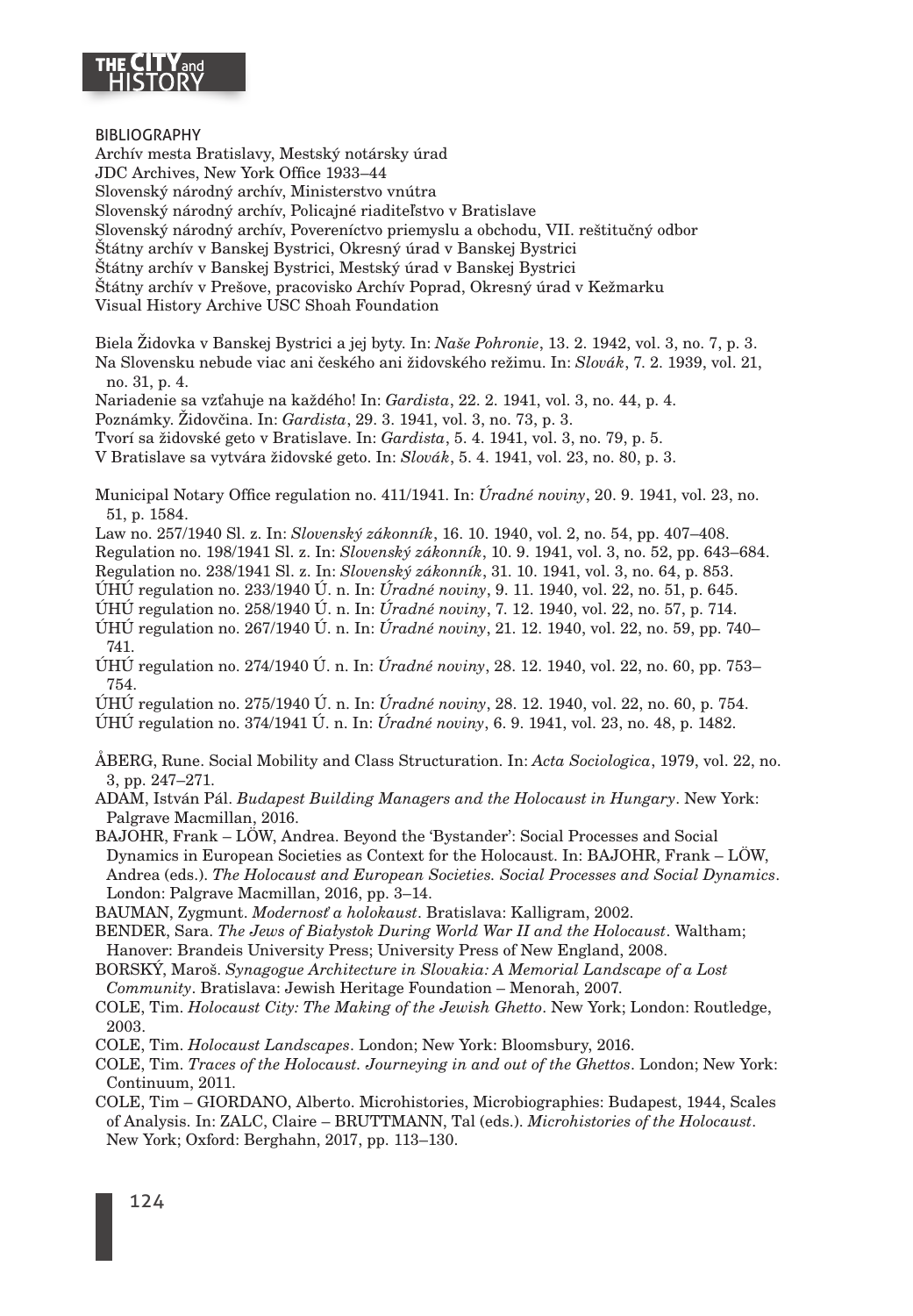## BIBLIOGRAPHY

Archív mesta Bratislavy, Mestský notársky úrad
JDC Archives, New York Office 1933–44
Slovenský národný archív, Ministerstvo vnútra
Slovenský národný archív, Policajné riaditeľstvo v Bratislave
Slovenský národný archív, Povereníctvo priemyslu a obchodu, VII. reštitučný odbor
Štátny archív v Banskej Bystrici, Okresný úrad v Banskej Bystrici
Štátny archív v Banskej Bystrici, Mestský úrad v Banskej Bystrici
Štátny archív v Prešove, pracovisko Archív Poprad, Okresný úrad v Kežmarku
Visual History Archive USC Shoah Foundation

Biela Židovka v Banskej Bystrici a jej byty. In: *Naše Pohronie*, 13. 2. 1942, vol. 3, no. 7, p. 3.
Na Slovensku nebude viac ani českého ani židovského režimu. In: *Slovák*, 7. 2. 1939, vol. 21, no. 31, p. 4.
Nariadenie sa vzťahuje na každého! In: *Gardista*, 22. 2. 1941, vol. 3, no. 44, p. 4.
Poznámky. Židovčina. In: *Gardista*, 29. 3. 1941, vol. 3, no. 73, p. 3.
Tvorí sa židovské geto v Bratislave. In: *Gardista*, 5. 4. 1941, vol. 3, no. 79, p. 5.
V Bratislave sa vytvára židovské geto. In: *Slovák*, 5. 4. 1941, vol. 23, no. 80, p. 3.

Municipal Notary Office regulation no. 411/1941. In: *Úradné noviny*, 20. 9. 1941, vol. 23, no. 51, p. 1584.
Law no. 257/1940 Sl. z. In: *Slovenský zákonník*, 16. 10. 1940, vol. 2, no. 54, pp. 407–408.
Regulation no. 198/1941 Sl. z. In: *Slovenský zákonník*, 10. 9. 1941, vol. 3, no. 52, pp. 643–684.
Regulation no. 238/1941 Sl. z. In: *Slovenský zákonník*, 31. 10. 1941, vol. 3, no. 64, p. 853.
ÚHÚ regulation no. 233/1940 Ú. n. In: *Úradné noviny*, 9. 11. 1940, vol. 22, no. 51, p. 645.
ÚHÚ regulation no. 258/1940 Ú. n. In: *Úradné noviny*, 7. 12. 1940, vol. 22, no. 57, p. 714.
ÚHÚ regulation no. 267/1940 Ú. n. In: *Úradné noviny*, 21. 12. 1940, vol. 22, no. 59, pp. 740–741.
ÚHÚ regulation no. 274/1940 Ú. n. In: *Úradné noviny*, 28. 12. 1940, vol. 22, no. 60, pp. 753–754.
ÚHÚ regulation no. 275/1940 Ú. n. In: *Úradné noviny*, 28. 12. 1940, vol. 22, no. 60, p. 754.
ÚHÚ regulation no. 374/1941 Ú. n. In: *Úradné noviny*, 6. 9. 1941, vol. 23, no. 48, p. 1482.

ÅBERG, Rune. Social Mobility and Class Structuration. In: *Acta Sociologica*, 1979, vol. 22, no. 3, pp. 247–271.
ADAM, István Pál. *Budapest Building Managers and the Holocaust in Hungary*. New York: Palgrave Macmillan, 2016.
BAJOHR, Frank – LÖW, Andrea. Beyond the 'Bystander': Social Processes and Social Dynamics in European Societies as Context for the Holocaust. In: BAJOHR, Frank – LÖW, Andrea (eds.). *The Holocaust and European Societies. Social Processes and Social Dynamics*. London: Palgrave Macmillan, 2016, pp. 3–14.
BAUMAN, Zygmunt. *Modernosť a holokaust*. Bratislava: Kalligram, 2002.
BENDER, Sara. *The Jews of Białystok During World War II and the Holocaust*. Waltham; Hanover: Brandeis University Press; University Press of New England, 2008.
BORSKÝ, Maroš. *Synagogue Architecture in Slovakia: A Memorial Landscape of a Lost Community*. Bratislava: Jewish Heritage Foundation – Menorah, 2007.
COLE, Tim. *Holocaust City: The Making of the Jewish Ghetto*. New York; London: Routledge, 2003.
COLE, Tim. *Holocaust Landscapes*. London; New York: Bloomsbury, 2016.
COLE, Tim. *Traces of the Holocaust. Journeying in and out of the Ghettos*. London; New York: Continuum, 2011.
COLE, Tim – GIORDANO, Alberto. Microhistories, Microbiographies: Budapest, 1944, Scales of Analysis. In: ZALC, Claire – BRUTTMANN, Tal (eds.). *Microhistories of the Holocaust*. New York; Oxford: Berghahn, 2017, pp. 113–130.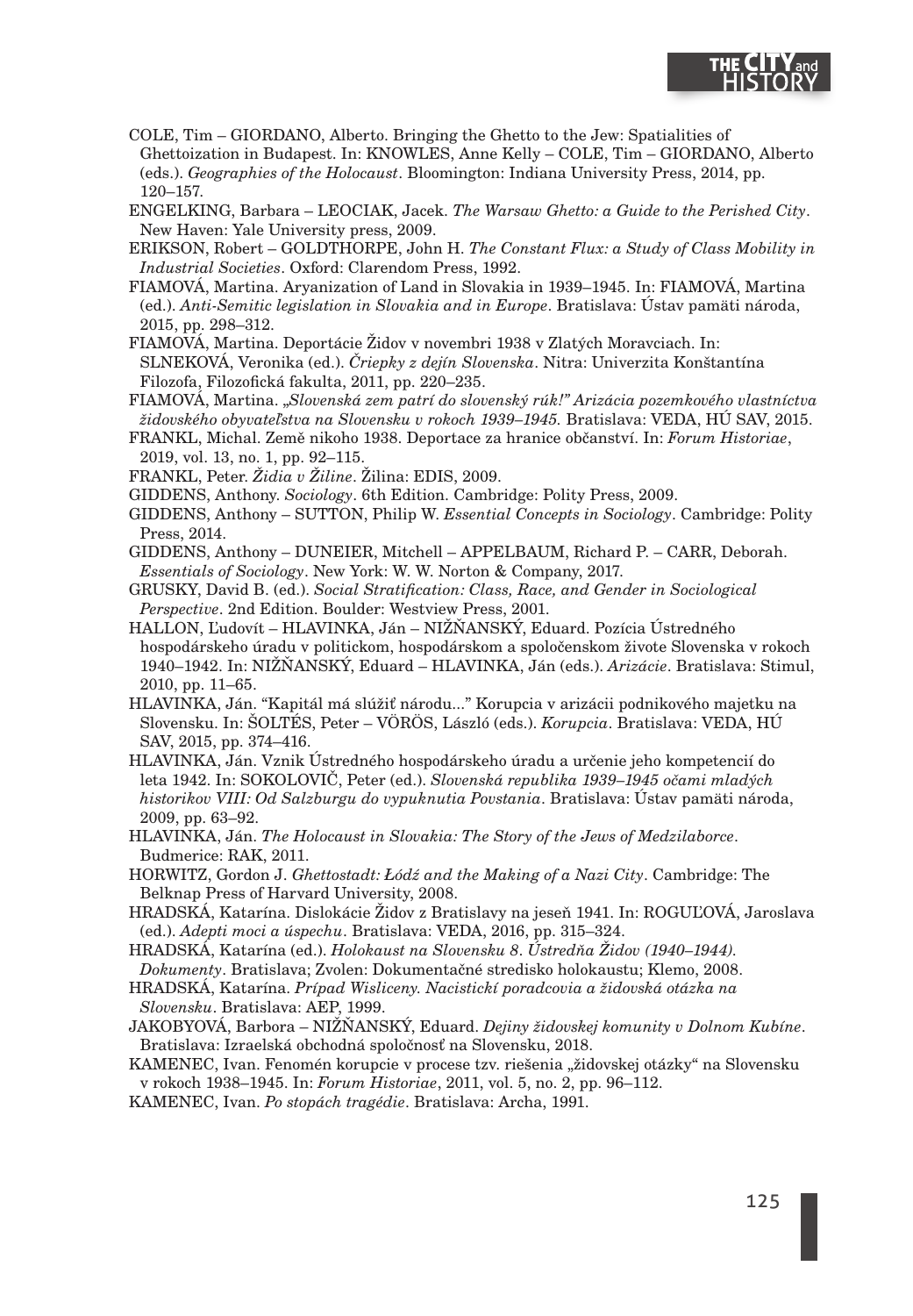COLE, Tim – GIORDANO, Alberto. Bringing the Ghetto to the Jew: Spatialities of Ghettoization in Budapest. In: KNOWLES, Anne Kelly – COLE, Tim – GIORDANO, Alberto (eds.). *Geographies of the Holocaust*. Bloomington: Indiana University Press, 2014, pp. 120–157.

ENGELKING, Barbara – LEOCIAK, Jacek. *The Warsaw Ghetto: a Guide to the Perished City*. New Haven: Yale University press, 2009.

ERIKSON, Robert – GOLDTHORPE, John H. *The Constant Flux: a Study of Class Mobility in Industrial Societies*. Oxford: Clarendom Press, 1992.

FIAMOVÁ, Martina. Aryanization of Land in Slovakia in 1939–1945. In: FIAMOVÁ, Martina (ed.). *Anti-Semitic legislation in Slovakia and in Europe*. Bratislava: Ústav pamäti národa, 2015, pp. 298–312.

FIAMOVÁ, Martina. Deportácie Židov v novembri 1938 v Zlatých Moravciach. In: SLNEKOVÁ, Veronika (ed.). *Čriepky z dejín Slovenska*. Nitra: Univerzita Konštantína Filozofa, Filozofická fakulta, 2011, pp. 220–235.

FIAMOVÁ, Martina. *„Slovenská zem patrí do slovenský rúk!" Arizácia pozemkového vlastníctva židovského obyvateľstva na Slovensku v rokoch 1939–1945.* Bratislava: VEDA, HÚ SAV, 2015.

FRANKL, Michal. Země nikoho 1938. Deportace za hranice občanství. In: *Forum Historiae*, 2019, vol. 13, no. 1, pp. 92–115.

FRANKL, Peter. *Židia v Žiline*. Žilina: EDIS, 2009.

GIDDENS, Anthony. *Sociology*. 6th Edition. Cambridge: Polity Press, 2009.

GIDDENS, Anthony – SUTTON, Philip W. *Essential Concepts in Sociology*. Cambridge: Polity Press, 2014.

GIDDENS, Anthony – DUNEIER, Mitchell – APPELBAUM, Richard P. – CARR, Deborah. *Essentials of Sociology*. New York: W. W. Norton & Company, 2017.

GRUSKY, David B. (ed.). *Social Stratification: Class, Race, and Gender in Sociological Perspective*. 2nd Edition. Boulder: Westview Press, 2001.

HALLON, Ľudovít – HLAVINKA, Ján – NIŽŇANSKÝ, Eduard. Pozícia Ústredného hospodárskeho úradu v politickom, hospodárskom a spoločenskom živote Slovenska v rokoch 1940–1942. In: NIŽŇANSKÝ, Eduard – HLAVINKA, Ján (eds.). *Arizácie*. Bratislava: Stimul, 2010, pp. 11–65.

HLAVINKA, Ján. "Kapitál má slúžiť národu..." Korupcia v arizácii podnikového majetku na Slovensku. In: ŠOLTÉS, Peter – VÖRÖS, László (eds.). *Korupcia*. Bratislava: VEDA, HÚ SAV, 2015, pp. 374–416.

HLAVINKA, Ján. Vznik Ústredného hospodárskeho úradu a určenie jeho kompetencií do leta 1942. In: SOKOLOVIČ, Peter (ed.). *Slovenská republika 1939–1945 očami mladých historikov VIII: Od Salzburgu do vypuknutia Povstania*. Bratislava: Ústav pamäti národa, 2009, pp. 63–92.

HLAVINKA, Ján. *The Holocaust in Slovakia: The Story of the Jews of Medzilaborce*. Budmerice: RAK, 2011.

HORWITZ, Gordon J. *Ghettostadt: Łódź and the Making of a Nazi City*. Cambridge: The Belknap Press of Harvard University, 2008.

HRADSKÁ, Katarína. Dislokácie Židov z Bratislavy na jeseň 1941. In: ROGUĽOVÁ, Jaroslava (ed.). *Adepti moci a úspechu*. Bratislava: VEDA, 2016, pp. 315–324.

HRADSKÁ, Katarína (ed.). *Holokaust na Slovensku 8. Ústredňa Židov (1940–1944). Dokumenty*. Bratislava; Zvolen: Dokumentačné stredisko holokaustu; Klemo, 2008.

HRADSKÁ, Katarína. *Prípad Wisliceny. Nacistickí poradcovia a židovská otázka na Slovensku*. Bratislava: AEP, 1999.

JAKOBYOVÁ, Barbora – NIŽŇANSKÝ, Eduard. *Dejiny židovskej komunity v Dolnom Kubíne*. Bratislava: Izraelská obchodná spoločnosť na Slovensku, 2018.

KAMENEC, Ivan. Fenomén korupcie v procese tzv. riešenia „židovskej otázky" na Slovensku v rokoch 1938–1945. In: *Forum Historiae*, 2011, vol. 5, no. 2, pp. 96–112.

KAMENEC, Ivan. *Po stopách tragédie*. Bratislava: Archa, 1991.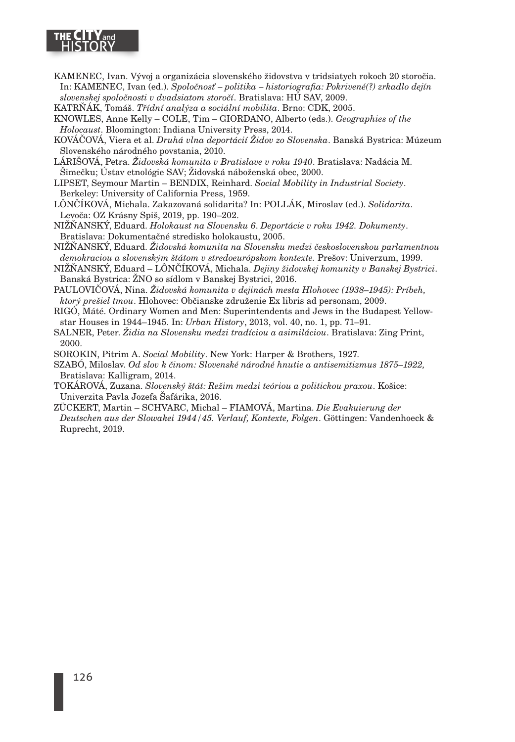KAMENEC, Ivan. Vývoj a organizácia slovenského židovstva v tridsiatych rokoch 20 storočia. In: KAMENEC, Ivan (ed.). *Spoločnosť – politika – historiografia: Pokrivené(?) zrkadlo dejín slovenskej spoločnosti v dvadsiatom storočí*. Bratislava: HÚ SAV, 2009.

KATRŇÁK, Tomáš. *Třídní analýza a sociální mobilita*. Brno: CDK, 2005.

KNOWLES, Anne Kelly – COLE, Tim – GIORDANO, Alberto (eds.). *Geographies of the Holocaust*. Bloomington: Indiana University Press, 2014.

KOVÁČOVÁ, Viera et al. *Druhá vlna deportácií Židov zo Slovenska*. Banská Bystrica: Múzeum Slovenského národného povstania, 2010.

LÁRIŠOVÁ, Petra. *Židovská komunita v Bratislave v roku 1940*. Bratislava: Nadácia M. Šimečku; Ústav etnológie SAV; Židovská náboženská obec, 2000.

LIPSET, Seymour Martin – BENDIX, Reinhard. *Social Mobility in Industrial Society*. Berkeley: University of California Press, 1959.

LÔNČÍKOVÁ, Michala. Zakazovaná solidarita? In: POLLÁK, Miroslav (ed.). *Solidarita*. Levoča: OZ Krásny Spiš, 2019, pp. 190–202.

NIŽŇANSKÝ, Eduard. *Holokaust na Slovensku 6. Deportácie v roku 1942. Dokumenty*. Bratislava: Dokumentačné stredisko holokaustu, 2005.

NIŽŇANSKÝ, Eduard. *Židovská komunita na Slovensku medzi československou parlamentnou demokraciou a slovenským štátom v stredoeurópskom kontexte.* Prešov: Univerzum, 1999.

NIŽŇANSKÝ, Eduard – LÔNČÍKOVÁ, Michala. *Dejiny židovskej komunity v Banskej Bystrici*. Banská Bystrica: ŽNO so sídlom v Banskej Bystrici, 2016.

PAULOVIČOVÁ, Nina. *Židovská komunita v dejinách mesta Hlohovec (1938–1945): Príbeh, ktorý prešiel tmou*. Hlohovec: Občianske združenie Ex libris ad personam, 2009.

RIGÓ, Máté. Ordinary Women and Men: Superintendents and Jews in the Budapest Yellow-star Houses in 1944–1945. In: *Urban History*, 2013, vol. 40, no. 1, pp. 71–91.

SALNER, Peter. *Židia na Slovensku medzi tradíciou a asimiláciou*. Bratislava: Zing Print, 2000.

SOROKIN, Pitrim A. *Social Mobility*. New York: Harper & Brothers, 1927.

SZABÓ, Miloslav. *Od slov k činom: Slovenské národné hnutie a antisemitizmus 1875–1922,* Bratislava: Kalligram, 2014.

TOKÁROVÁ, Zuzana. *Slovenský štát: Režim medzi teóriou a politickou praxou*. Košice: Univerzita Pavla Jozefa Šafárika, 2016.

ZÜCKERT, Martin – SCHVARC, Michal – FIAMOVÁ, Martina. *Die Evakuierung der Deutschen aus der Slowakei 1944/45. Verlauf, Kontexte, Folgen*. Göttingen: Vandenhoeck & Ruprecht, 2019.